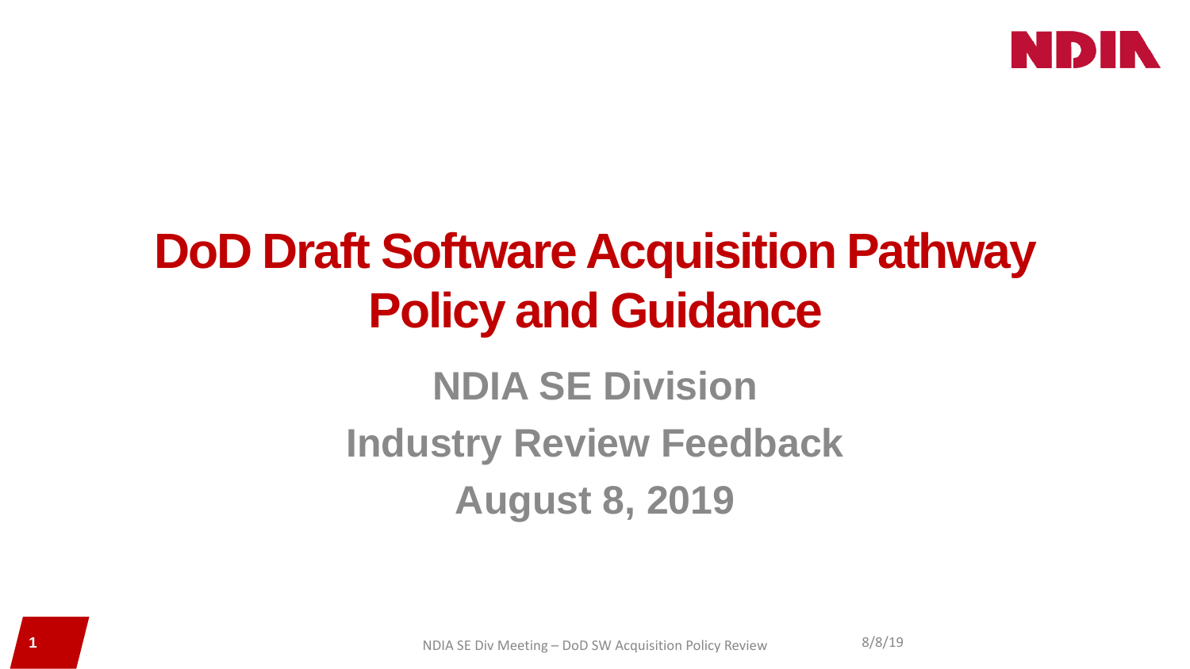# DoD Draft Software Acquisition Pathway Policy and Guidance

## NDIA SE Division

## Industry Review Feedback

## August 8, 2019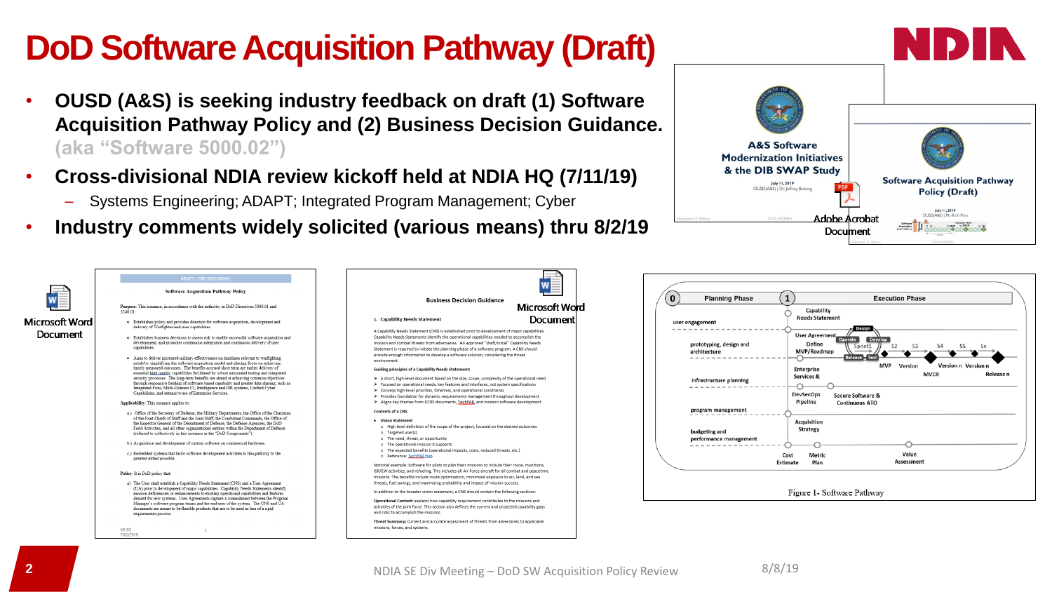# DoD Software Acquisition Pathway (Draft)

- **OUSD (A&S) is seeking industry feedback on draft (1) Software Acquisition Pathway Policy and (2) Business Decision Guidance. (aka "Software 5000.02")**
- **Cross-divisional NDIA review kickoff held at NDIA HQ (7/11/19)**
  - Systems Engineering; ADAPT; Integrated Program Management; Cyber
- **Industry comments widely solicited (various means) thru 8/2/19**

A&S Software Modernization Initiatives & the DIB SWAP Study
July 11, 2019
OUSD(A&S) | Dr. Jeffrey Boleng

Software Acquisition Pathway Policy (Draft)
July 11, 2019
OUSD(A&S) | Mr. Rich Pino

Adobe Acrobat Document

Microsoft Word Document

DRAFT / PRE-DECISIONAL

**Software Acquisition Pathway Policy**

**Purpose**: This issuance, in accordance with the authority in DoD Directives 5000.01 and 5240.01:

- Establishes policy and provides direction for software acquisition, development and delivery of Warfighter/end user capabilities.
- Establishes business decisions to assess risk to enable successful software acquisition and development, and promotes continuous integration and continuous delivery of user capabilities.
- Aims to deliver increased military effectiveness on timelines relevant to warfighting needs by simplifying the software acquisition model and placing focus on achieving timely measured outcomes. The benefits accrued short term are earlier delivery of essential high quality capabilities facilitated by robust automated testing and integrated security processes. The long-term benefits are aimed at achieving common objectives through responsive fielding of software-based capability and more data sharing, such as Integrated Fires, Multi-Domain C2, Intelligence and ISR systems, Unified Cyber Capabilities, and extensive use of Enterprise Services.

**Applicability**: This issuance applies to:

a.) Office of the Secretary of Defense, the Military Departments, the Office of the Chairman of the Joint Chiefs of Staff and the Joint Staff, the Combatant Commands, the Office of the Inspector General of the Department of Defense, the Defense Agencies, the DoD Field Activities, and all other organizational entities within the Department of Defense (referred to collectively in this issuance as the "DoD Components").

b.) Acquisition and development of custom software on commercial hardware.

c.) Embedded systems that tailor software development activities to this pathway to the greatest extent possible.

**Policy**: It is DoD policy that:

a) The User shall establish a Capability Needs Statement (CNS) and a User Agreement (UA) prior to development of major capabilities. Capability Needs Statements identify mission deficiencies or enhancements to existing operational capabilities and features desired for new systems. User Agreements capture a commitment between the Program Manager's software program teams and the end user of the system. The CNS and UA documents are meant to be flexible products that are to be used in lieu of a rigid requirements process.

V0.93
7/02/2019

Microsoft Word Document

**Business Decision Guidance**

**1. Capability Needs Statement**

A Capability Needs Statement (CNS) is established prior to development of major capabilities. Capability Needs Statements identify the operational capabilities needed to accomplish the mission and combat threats from adversaries. An approved "draft/initial" Capability Needs Statement is required to initiate the planning phase of a software program. A CNS should provide enough information to develop a software solution, considering the threat environment.

**Guiding principles of a Capability Needs Statement:**

- A short, high-level document based on the size, scope, complexity of the operational need
- Focused on operational needs, key features and interfaces, not system specifications
- Conveys high-level priorities, timelines, and operational constraints
- Provides foundation for dynamic requirements management throughout development
- Aligns key themes from JCIDS documents, TechFAR and modern software development

**Contents of a CNS**

- **Vision Statement**
  - High level definition of the scope of the project, focused on the desired outcomes
  - Targeted user(s)
  - The need, threat, or opportunity
  - The operational mission it supports
  - The expected benefits (operational impacts, costs, reduced threats, etc.)
  - Reference: TechFAR Hub

Notional example: Software for pilots to plan their missions to include their route, munitions, ISR/EW activities, and refueling. This includes all Air Force aircraft for all combat and peacetime missions. The benefits include route optimization, minimized exposure to air, land, and sea threats, fuel savings, and maximizing probability and impact of mission success.

In addition to the broader vision statement, a CNS should contain the following sections:

**Operational Context:** explains how capability requirement contributes to the missions and activities of the joint force. This section also defines the current and projected capability gaps and risks to accomplish the missions.

**Threat Summary:** Current and accurate assessment of threats from adversaries to applicable missions, forces, and systems.

| 0 Planning Phase | 1 Execution Phase |
|---|---|
| user engagement | Capability Needs Statement; User Agreement |
| prototyping, design and architecture | Define MVP/Roadmap; Design / Operate / Develop / Release / Test; Sprint1, S2, S3, S4, S5, Sn; MVP, Version, MVCR, Version n, Version n, Release n |
| infrastructure planning | Enterprise Services &; DevSecOps Pipeline; Secure Software & Continuous ATO |
| program management | Acquisition Strategy |
| budgeting and performance management | Cost Estimate; Metric Plan; Value Assessment |

Figure 1- Software Pathway

NDIA SE Div Meeting – DoD SW Acquisition Policy Review 8/8/19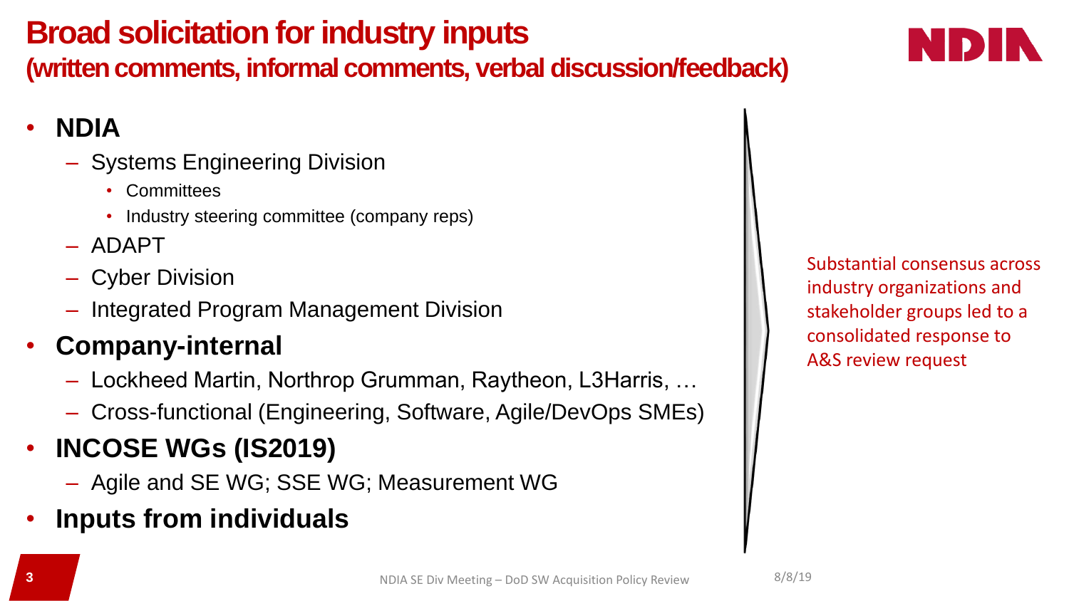# Broad solicitation for industry inputs

## (written comments, informal comments, verbal discussion/feedback)

- **NDIA**
  - Systems Engineering Division
    - Committees
    - Industry steering committee (company reps)
  - ADAPT
  - Cyber Division
  - Integrated Program Management Division
- **Company-internal**
  - Lockheed Martin, Northrop Grumman, Raytheon, L3Harris, …
  - Cross-functional (Engineering, Software, Agile/DevOps SMEs)
- **INCOSE WGs (IS2019)**
  - Agile and SE WG; SSE WG; Measurement WG
- **Inputs from individuals**

Substantial consensus across industry organizations and stakeholder groups led to a consolidated response to A&S review request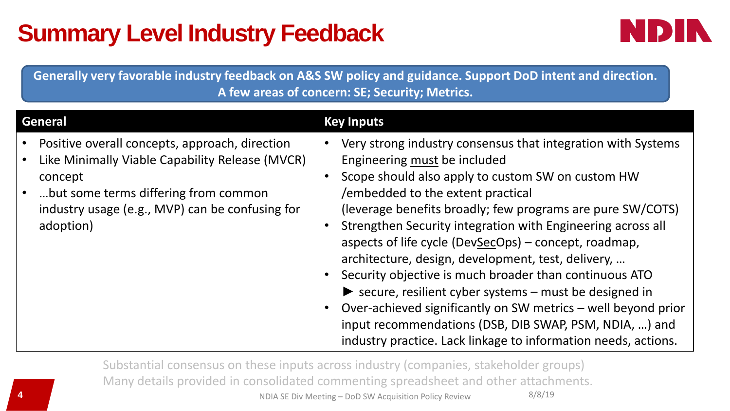# Summary Level Industry Feedback

**Generally very favorable industry feedback on A&S SW policy and guidance. Support DoD intent and direction.**
**A few areas of concern: SE; Security; Metrics.**

## General

- Positive overall concepts, approach, direction
- Like Minimally Viable Capability Release (MVCR) concept
- …but some terms differing from common industry usage (e.g., MVP) can be confusing for adoption)

## Key Inputs

- Very strong industry consensus that integration with Systems Engineering <u>must</u> be included
- Scope should also apply to custom SW on custom HW /embedded to the extent practical (leverage benefits broadly; few programs are pure SW/COTS)
- Strengthen Security integration with Engineering across all aspects of life cycle (Dev<u>Sec</u>Ops) – concept, roadmap, architecture, design, development, test, delivery, …
- Security objective is much broader than continuous ATO
  ► secure, resilient cyber systems – must be designed in
- Over-achieved significantly on SW metrics – well beyond prior input recommendations (DSB, DIB SWAP, PSM, NDIA, …) and industry practice. Lack linkage to information needs, actions.

Substantial consensus on these inputs across industry (companies, stakeholder groups)
Many details provided in consolidated commenting spreadsheet and other attachments.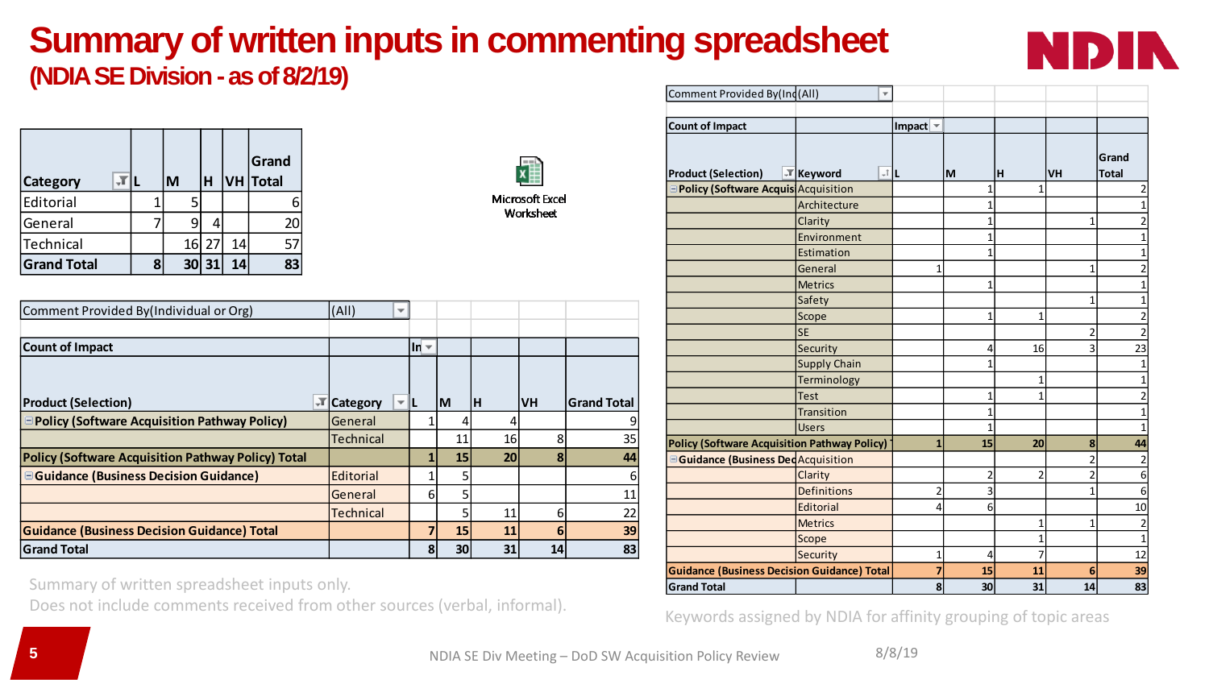# Summary of written inputs in commenting spreadsheet

## (NDIA SE Division - as of 8/2/19)

| Category | L | M | H | VH | Grand Total |
|---|---|---|---|---|---|
| Editorial | 1 | 5 | | | 6 |
| General | 7 | 9 | 4 | | 20 |
| Technical | | 16 | 27 | 14 | 57 |
| **Grand Total** | **8** | **30** | **31** | **14** | **83** |

Microsoft Excel Worksheet

Comment Provided By(Individual or Org) (All)

| Count of Impact | | In | | | | |
|---|---|---|---|---|---|---|
| Product (Selection) | Category | L | M | H | VH | Grand Total |
| Policy (Software Acquisition Pathway Policy) | General | 1 | 4 | 4 | | 9 |
| | Technical | | 11 | 16 | 8 | 35 |
| **Policy (Software Acquisition Pathway Policy) Total** | | **1** | **15** | **20** | **8** | **44** |
| Guidance (Business Decision Guidance) | Editorial | 1 | 5 | | | 6 |
| | General | 6 | 5 | | | 11 |
| | Technical | | 5 | 11 | 6 | 22 |
| **Guidance (Business Decision Guidance) Total** | | **7** | **15** | **11** | **6** | **39** |
| **Grand Total** | | **8** | **30** | **31** | **14** | **83** |

Summary of written spreadsheet inputs only.
Does not include comments received from other sources (verbal, informal).

Comment Provided By(Ind (All)

| Count of Impact | | Impact | | | | |
|---|---|---|---|---|---|---|
| Product (Selection) | Keyword | L | M | H | VH | Grand Total |
| Policy (Software Acquis | Acquisition | | 1 | 1 | | 2 |
| | Architecture | | 1 | | | 1 |
| | Clarity | | 1 | | 1 | 2 |
| | Environment | | 1 | | | 1 |
| | Estimation | | 1 | | | 1 |
| | General | 1 | | | 1 | 2 |
| | Metrics | | 1 | | | 1 |
| | Safety | | | | 1 | 1 |
| | Scope | | 1 | 1 | | 2 |
| | SE | | | | 2 | 2 |
| | Security | | 4 | 16 | 3 | 23 |
| | Supply Chain | | 1 | | | 1 |
| | Terminology | | | 1 | | 1 |
| | Test | | 1 | 1 | | 2 |
| | Transition | | 1 | | | 1 |
| | Users | | 1 | | | 1 |
| **Policy (Software Acquisition Pathway Policy) T** | | **1** | **15** | **20** | **8** | **44** |
| Guidance (Business Dec | Acquisition | | | | 2 | 2 |
| | Clarity | | 2 | 2 | 2 | 6 |
| | Definitions | 2 | 3 | | 1 | 6 |
| | Editorial | 4 | 6 | | | 10 |
| | Metrics | | | 1 | 1 | 2 |
| | Scope | | | 1 | | 1 |
| | Security | 1 | 4 | 7 | | 12 |
| **Guidance (Business Decision Guidance) Total** | | **7** | **15** | **11** | **6** | **39** |
| **Grand Total** | | **8** | **30** | **31** | **14** | **83** |

Keywords assigned by NDIA for affinity grouping of topic areas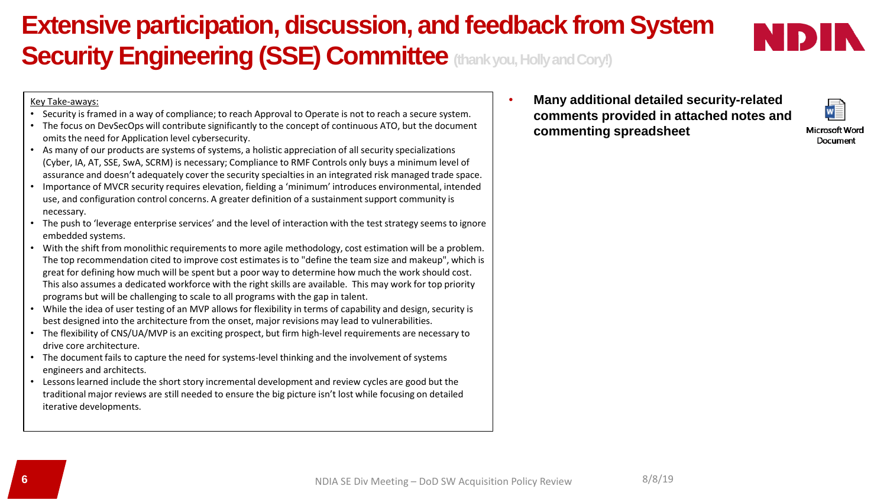# Extensive participation, discussion, and feedback from System Security Engineering (SSE) Committee (thank you, Holly and Cory!)

Key Take-aways:

- Security is framed in a way of compliance; to reach Approval to Operate is not to reach a secure system.
- The focus on DevSecOps will contribute significantly to the concept of continuous ATO, but the document omits the need for Application level cybersecurity.
- As many of our products are systems of systems, a holistic appreciation of all security specializations (Cyber, IA, AT, SSE, SwA, SCRM) is necessary; Compliance to RMF Controls only buys a minimum level of assurance and doesn't adequately cover the security specialties in an integrated risk managed trade space.
- Importance of MVCR security requires elevation, fielding a 'minimum' introduces environmental, intended use, and configuration control concerns. A greater definition of a sustainment support community is necessary.
- The push to 'leverage enterprise services' and the level of interaction with the test strategy seems to ignore embedded systems.
- With the shift from monolithic requirements to more agile methodology, cost estimation will be a problem. The top recommendation cited to improve cost estimates is to "define the team size and makeup", which is great for defining how much will be spent but a poor way to determine how much the work should cost. This also assumes a dedicated workforce with the right skills are available. This may work for top priority programs but will be challenging to scale to all programs with the gap in talent.
- While the idea of user testing of an MVP allows for flexibility in terms of capability and design, security is best designed into the architecture from the onset, major revisions may lead to vulnerabilities.
- The flexibility of CNS/UA/MVP is an exciting prospect, but firm high-level requirements are necessary to drive core architecture.
- The document fails to capture the need for systems-level thinking and the involvement of systems engineers and architects.
- Lessons learned include the short story incremental development and review cycles are good but the traditional major reviews are still needed to ensure the big picture isn't lost while focusing on detailed iterative developments.

- **Many additional detailed security-related comments provided in attached notes and commenting spreadsheet**

Microsoft Word Document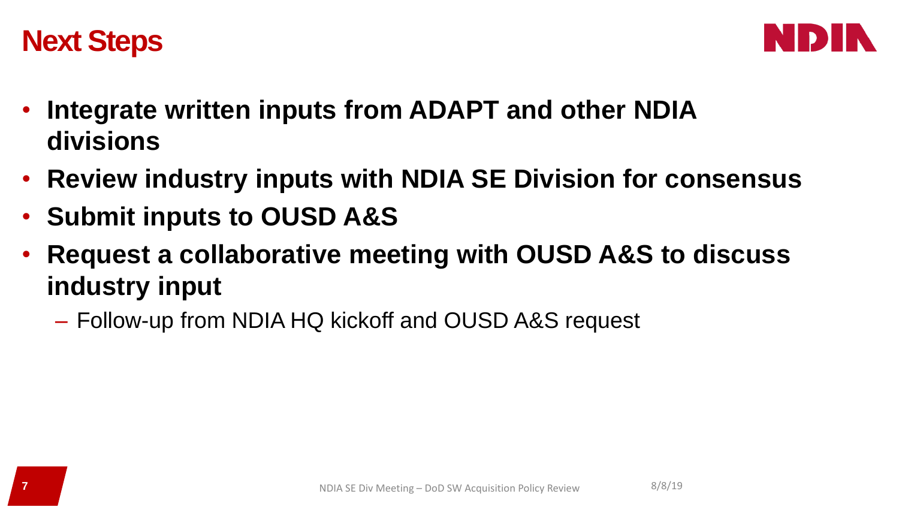# Next Steps

- **Integrate written inputs from ADAPT and other NDIA divisions**
- **Review industry inputs with NDIA SE Division for consensus**
- **Submit inputs to OUSD A&S**
- **Request a collaborative meeting with OUSD A&S to discuss industry input**
  - Follow-up from NDIA HQ kickoff and OUSD A&S request